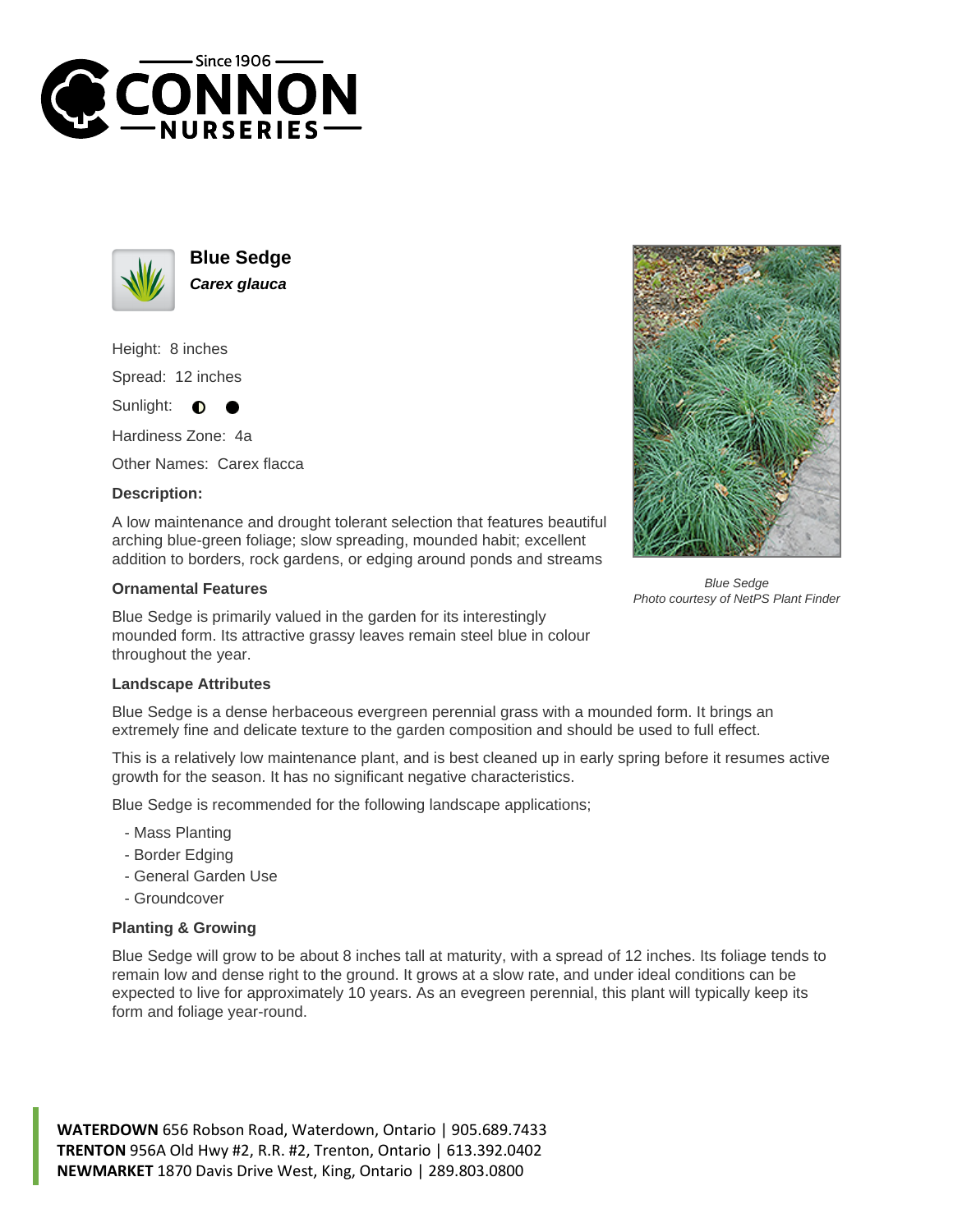# Blue Sedge

***Carex glauca***

Height: 8 inches

Spread: 12 inches

Sunlight: ◐ ●

Hardiness Zone: 4a

Other Names: Carex flacca

### Description:

A low maintenance and drought tolerant selection that features beautiful arching blue-green foliage; slow spreading, mounded habit; excellent addition to borders, rock gardens, or edging around ponds and streams

*Blue Sedge*
*Photo courtesy of NetPS Plant Finder*

### Ornamental Features

Blue Sedge is primarily valued in the garden for its interestingly mounded form. Its attractive grassy leaves remain steel blue in colour throughout the year.

### Landscape Attributes

Blue Sedge is a dense herbaceous evergreen perennial grass with a mounded form. It brings an extremely fine and delicate texture to the garden composition and should be used to full effect.

This is a relatively low maintenance plant, and is best cleaned up in early spring before it resumes active growth for the season. It has no significant negative characteristics.

Blue Sedge is recommended for the following landscape applications;

- Mass Planting
- Border Edging
- General Garden Use
- Groundcover

### Planting & Growing

Blue Sedge will grow to be about 8 inches tall at maturity, with a spread of 12 inches. Its foliage tends to remain low and dense right to the ground. It grows at a slow rate, and under ideal conditions can be expected to live for approximately 10 years. As an evegreen perennial, this plant will typically keep its form and foliage year-round.

**WATERDOWN** 656 Robson Road, Waterdown, Ontario | 905.689.7433
**TRENTON** 956A Old Hwy #2, R.R. #2, Trenton, Ontario | 613.392.0402
**NEWMARKET** 1870 Davis Drive West, King, Ontario | 289.803.0800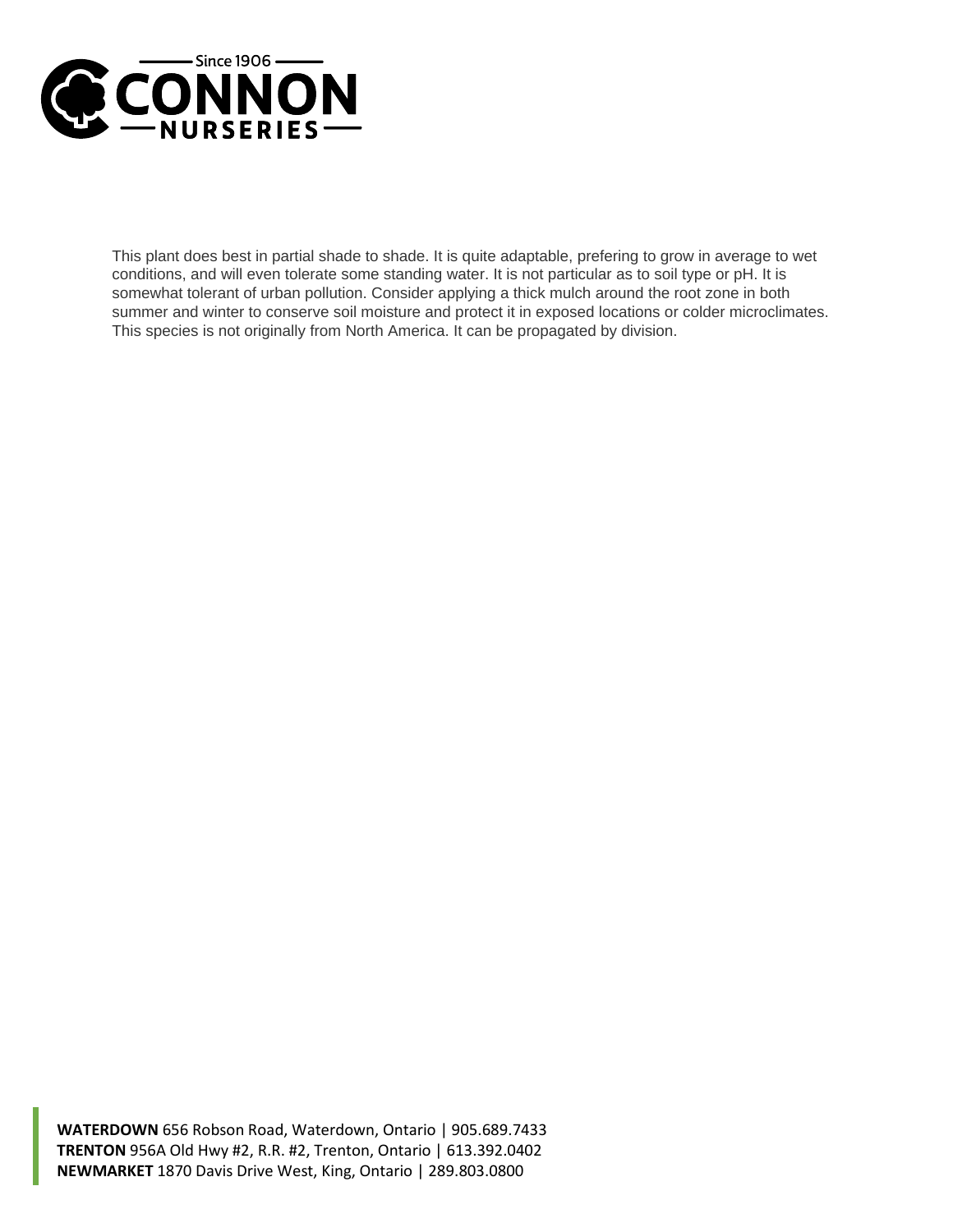This plant does best in partial shade to shade. It is quite adaptable, prefering to grow in average to wet conditions, and will even tolerate some standing water. It is not particular as to soil type or pH. It is somewhat tolerant of urban pollution. Consider applying a thick mulch around the root zone in both summer and winter to conserve soil moisture and protect it in exposed locations or colder microclimates. This species is not originally from North America. It can be propagated by division.